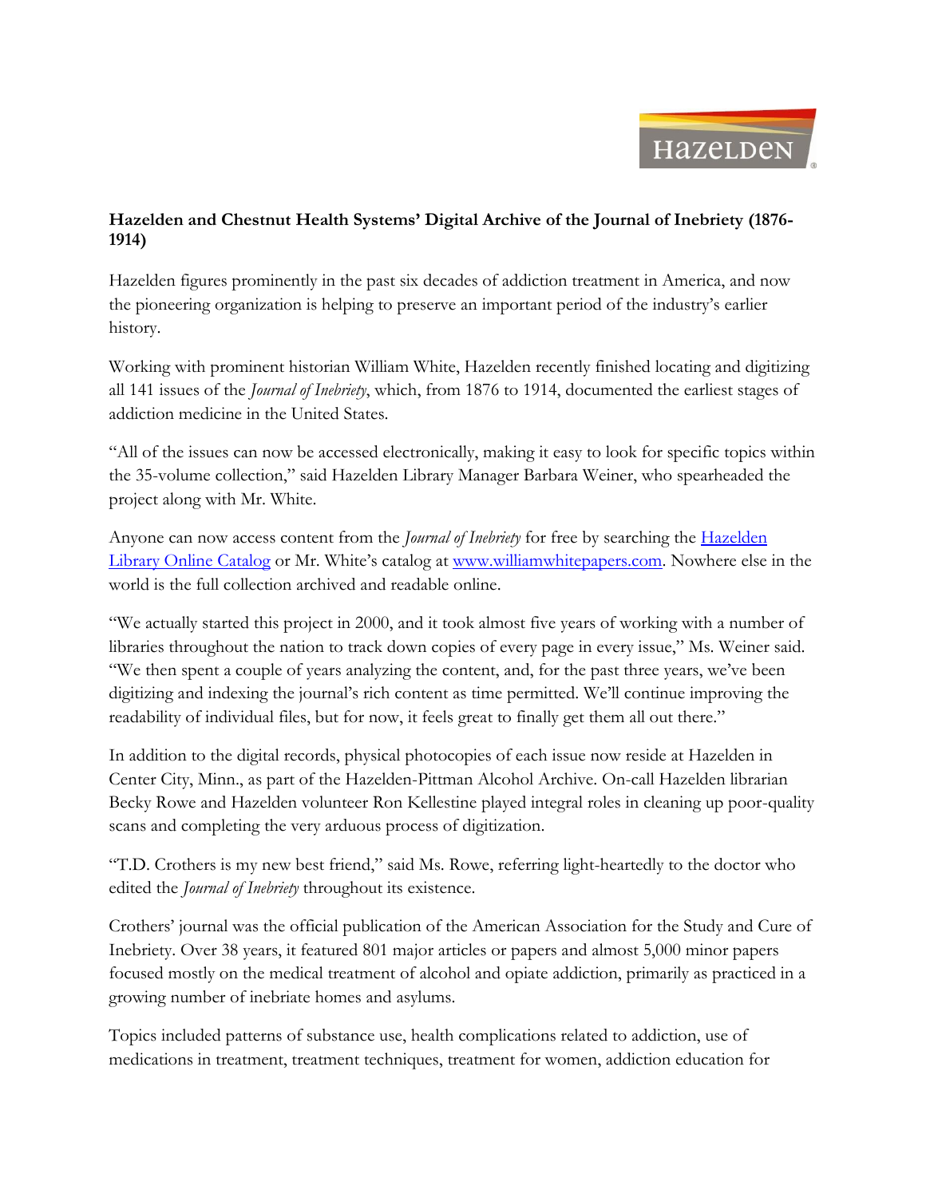**Hazelden and Chestnut Health Systems' Digital Archive of the Journal of Inebriety (1876-1914)**

Hazelden figures prominently in the past six decades of addiction treatment in America, and now the pioneering organization is helping to preserve an important period of the industry's earlier history.

Working with prominent historian William White, Hazelden recently finished locating and digitizing all 141 issues of the *Journal of Inebriety*, which, from 1876 to 1914, documented the earliest stages of addiction medicine in the United States.

"All of the issues can now be accessed electronically, making it easy to look for specific topics within the 35-volume collection," said Hazelden Library Manager Barbara Weiner, who spearheaded the project along with Mr. White.

Anyone can now access content from the *Journal of Inebriety* for free by searching the Hazelden Library Online Catalog or Mr. White's catalog at www.williamwhitepapers.com. Nowhere else in the world is the full collection archived and readable online.

"We actually started this project in 2000, and it took almost five years of working with a number of libraries throughout the nation to track down copies of every page in every issue," Ms. Weiner said. "We then spent a couple of years analyzing the content, and, for the past three years, we've been digitizing and indexing the journal's rich content as time permitted. We'll continue improving the readability of individual files, but for now, it feels great to finally get them all out there."

In addition to the digital records, physical photocopies of each issue now reside at Hazelden in Center City, Minn., as part of the Hazelden-Pittman Alcohol Archive. On-call Hazelden librarian Becky Rowe and Hazelden volunteer Ron Kellestine played integral roles in cleaning up poor-quality scans and completing the very arduous process of digitization.

"T.D. Crothers is my new best friend," said Ms. Rowe, referring light-heartedly to the doctor who edited the *Journal of Inebriety* throughout its existence.

Crothers' journal was the official publication of the American Association for the Study and Cure of Inebriety. Over 38 years, it featured 801 major articles or papers and almost 5,000 minor papers focused mostly on the medical treatment of alcohol and opiate addiction, primarily as practiced in a growing number of inebriate homes and asylums.

Topics included patterns of substance use, health complications related to addiction, use of medications in treatment, treatment techniques, treatment for women, addiction education for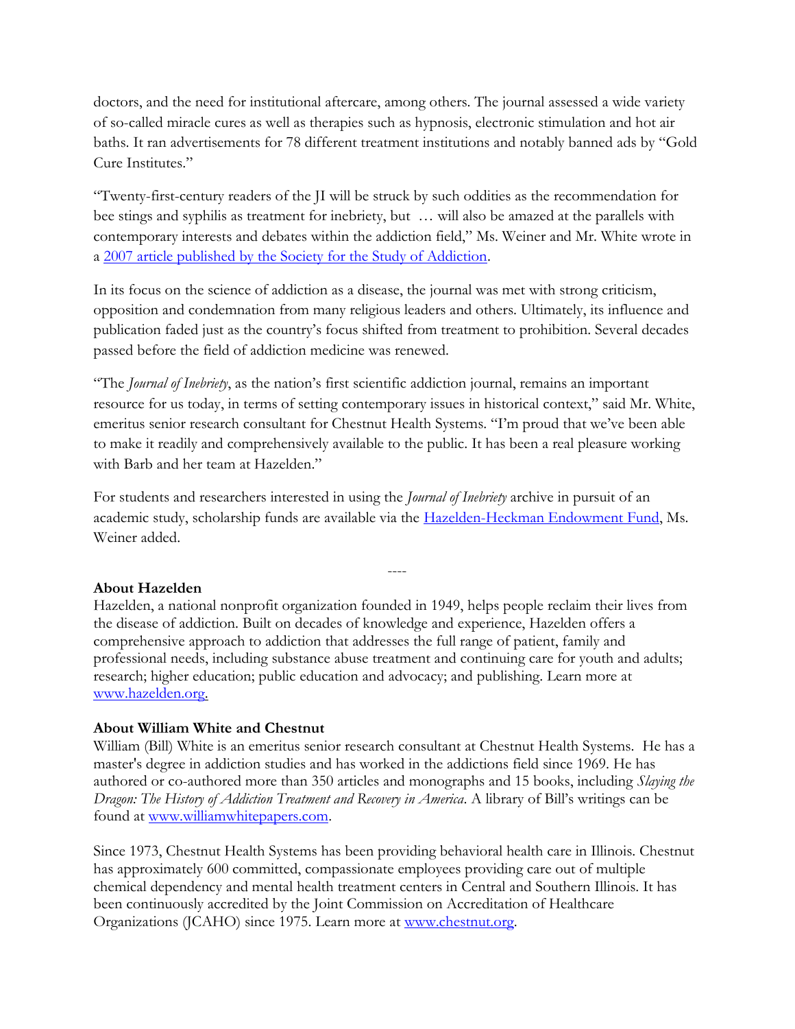doctors, and the need for institutional aftercare, among others. The journal assessed a wide variety of so-called miracle cures as well as therapies such as hypnosis, electronic stimulation and hot air baths. It ran advertisements for 78 different treatment institutions and notably banned ads by "Gold Cure Institutes."

"Twenty-first-century readers of the JI will be struck by such oddities as the recommendation for bee stings and syphilis as treatment for inebriety, but … will also be amazed at the parallels with contemporary interests and debates within the addiction field," Ms. Weiner and Mr. White wrote in a [2007 article published by the Society for the Study of Addiction](#).

In its focus on the science of addiction as a disease, the journal was met with strong criticism, opposition and condemnation from many religious leaders and others. Ultimately, its influence and publication faded just as the country's focus shifted from treatment to prohibition. Several decades passed before the field of addiction medicine was renewed.

"The *Journal of Inebriety*, as the nation's first scientific addiction journal, remains an important resource for us today, in terms of setting contemporary issues in historical context," said Mr. White, emeritus senior research consultant for Chestnut Health Systems. "I'm proud that we've been able to make it readily and comprehensively available to the public. It has been a real pleasure working with Barb and her team at Hazelden."

For students and researchers interested in using the *Journal of Inebriety* archive in pursuit of an academic study, scholarship funds are available via the [Hazelden-Heckman Endowment Fund](#), Ms. Weiner added.

----

**About Hazelden**
Hazelden, a national nonprofit organization founded in 1949, helps people reclaim their lives from the disease of addiction. Built on decades of knowledge and experience, Hazelden offers a comprehensive approach to addiction that addresses the full range of patient, family and professional needs, including substance abuse treatment and continuing care for youth and adults; research; higher education; public education and advocacy; and publishing. Learn more at [www.hazelden.org](http://www.hazelden.org).

**About William White and Chestnut**
William (Bill) White is an emeritus senior research consultant at Chestnut Health Systems. He has a master's degree in addiction studies and has worked in the addictions field since 1969. He has authored or co-authored more than 350 articles and monographs and 15 books, including *Slaying the Dragon: The History of Addiction Treatment and Recovery in America*. A library of Bill's writings can be found at [www.williamwhitepapers.com](http://www.williamwhitepapers.com).

Since 1973, Chestnut Health Systems has been providing behavioral health care in Illinois. Chestnut has approximately 600 committed, compassionate employees providing care out of multiple chemical dependency and mental health treatment centers in Central and Southern Illinois. It has been continuously accredited by the Joint Commission on Accreditation of Healthcare Organizations (JCAHO) since 1975. Learn more at [www.chestnut.org](http://www.chestnut.org).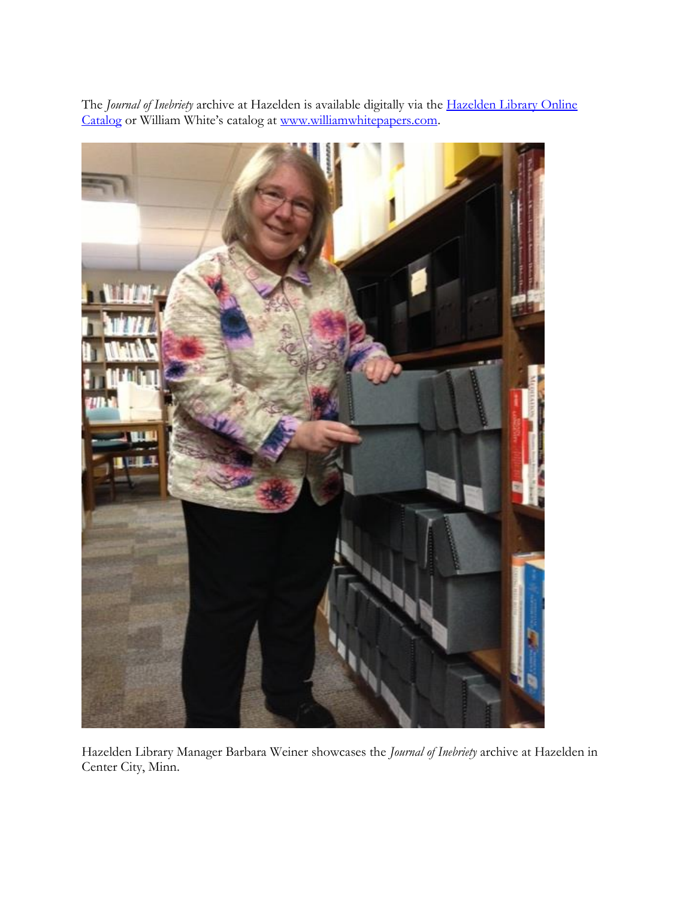The *Journal of Inebriety* archive at Hazelden is available digitally via the [Hazelden Library Online Catalog]() or William White's catalog at [www.williamwhitepapers.com]().

Hazelden Library Manager Barbara Weiner showcases the *Journal of Inebriety* archive at Hazelden in Center City, Minn.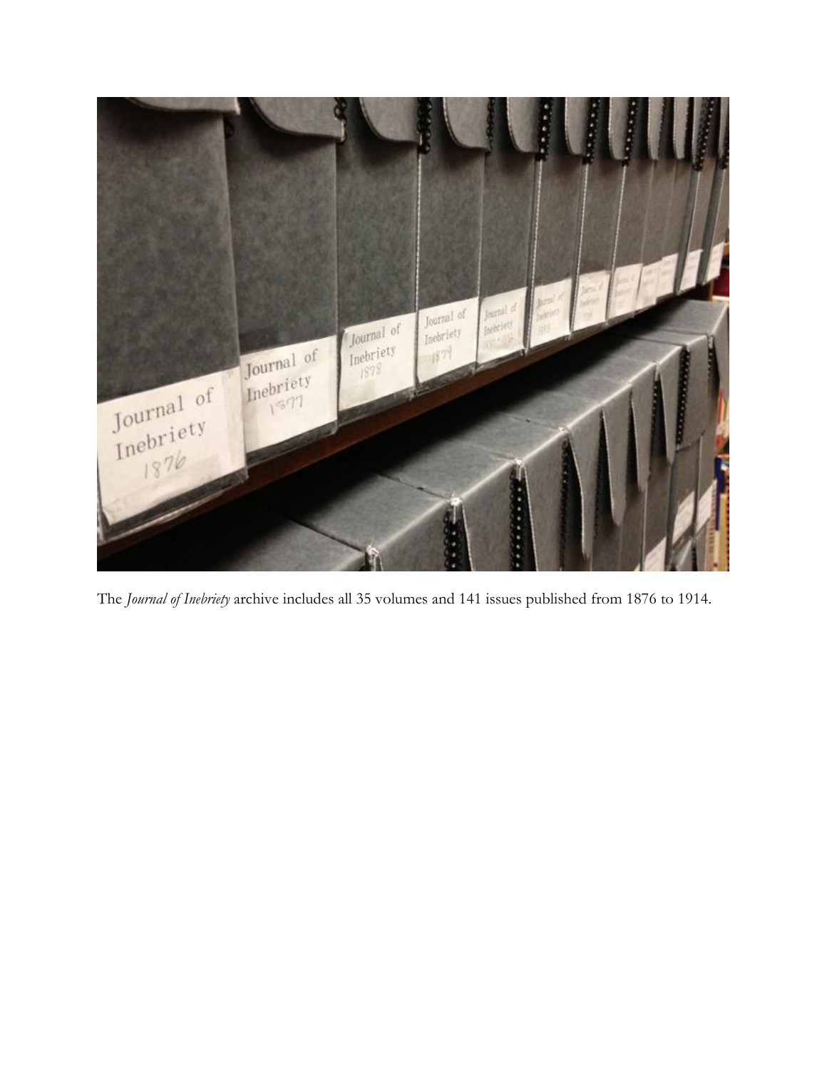The *Journal of Inebriety* archive includes all 35 volumes and 141 issues published from 1876 to 1914.